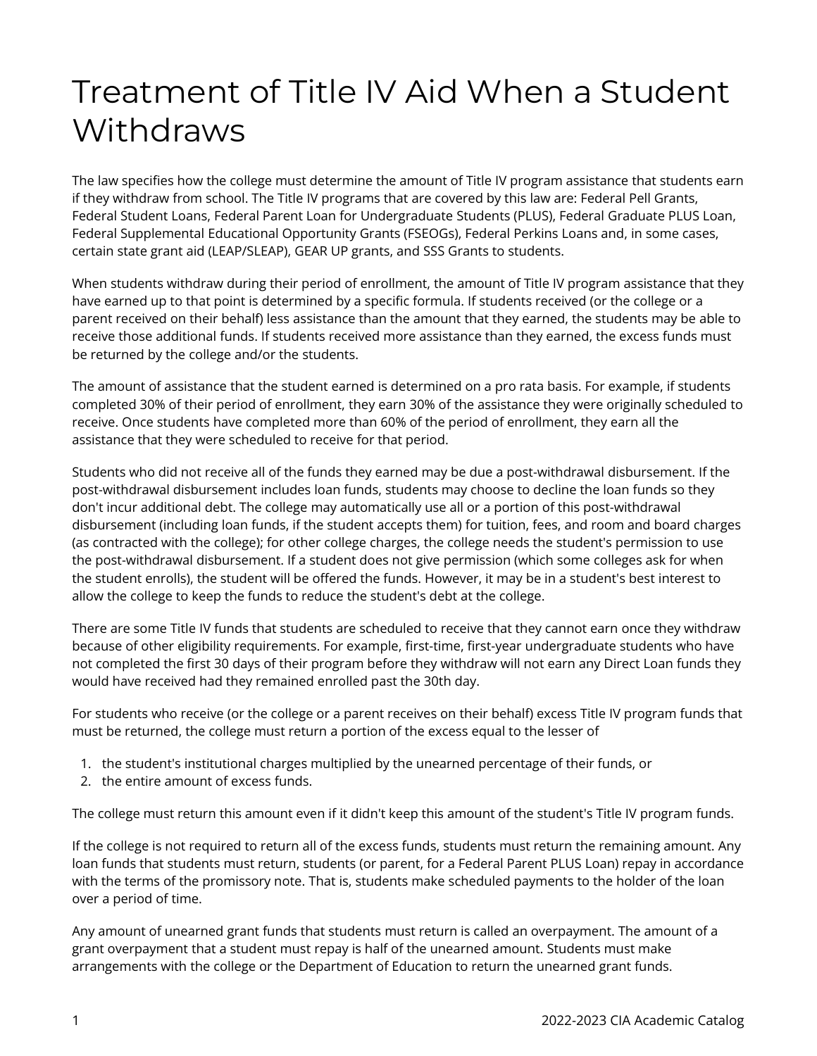# Treatment of Title IV Aid When a Student Withdraws

The law specifies how the college must determine the amount of Title IV program assistance that students earn if they withdraw from school. The Title IV programs that are covered by this law are: Federal Pell Grants, Federal Student Loans, Federal Parent Loan for Undergraduate Students (PLUS), Federal Graduate PLUS Loan, Federal Supplemental Educational Opportunity Grants (FSEOGs), Federal Perkins Loans and, in some cases, certain state grant aid (LEAP/SLEAP), GEAR UP grants, and SSS Grants to students.

When students withdraw during their period of enrollment, the amount of Title IV program assistance that they have earned up to that point is determined by a specific formula. If students received (or the college or a parent received on their behalf) less assistance than the amount that they earned, the students may be able to receive those additional funds. If students received more assistance than they earned, the excess funds must be returned by the college and/or the students.

The amount of assistance that the student earned is determined on a pro rata basis. For example, if students completed 30% of their period of enrollment, they earn 30% of the assistance they were originally scheduled to receive. Once students have completed more than 60% of the period of enrollment, they earn all the assistance that they were scheduled to receive for that period.

Students who did not receive all of the funds they earned may be due a post-withdrawal disbursement. If the post-withdrawal disbursement includes loan funds, students may choose to decline the loan funds so they don't incur additional debt. The college may automatically use all or a portion of this post-withdrawal disbursement (including loan funds, if the student accepts them) for tuition, fees, and room and board charges (as contracted with the college); for other college charges, the college needs the student's permission to use the post-withdrawal disbursement. If a student does not give permission (which some colleges ask for when the student enrolls), the student will be offered the funds. However, it may be in a student's best interest to allow the college to keep the funds to reduce the student's debt at the college.

There are some Title IV funds that students are scheduled to receive that they cannot earn once they withdraw because of other eligibility requirements. For example, first-time, first-year undergraduate students who have not completed the first 30 days of their program before they withdraw will not earn any Direct Loan funds they would have received had they remained enrolled past the 30th day.

For students who receive (or the college or a parent receives on their behalf) excess Title IV program funds that must be returned, the college must return a portion of the excess equal to the lesser of

1. the student's institutional charges multiplied by the unearned percentage of their funds, or
2. the entire amount of excess funds.

The college must return this amount even if it didn't keep this amount of the student's Title IV program funds.

If the college is not required to return all of the excess funds, students must return the remaining amount. Any loan funds that students must return, students (or parent, for a Federal Parent PLUS Loan) repay in accordance with the terms of the promissory note. That is, students make scheduled payments to the holder of the loan over a period of time.

Any amount of unearned grant funds that students must return is called an overpayment. The amount of a grant overpayment that a student must repay is half of the unearned amount. Students must make arrangements with the college or the Department of Education to return the unearned grant funds.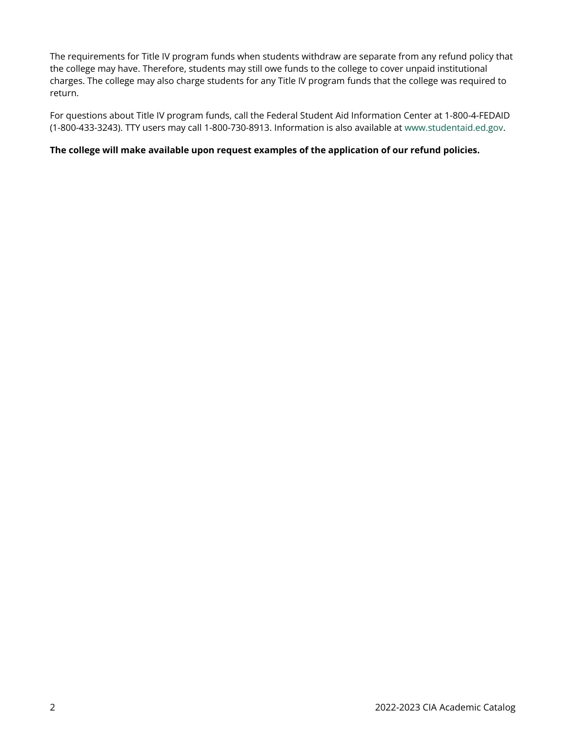The requirements for Title IV program funds when students withdraw are separate from any refund policy that the college may have. Therefore, students may still owe funds to the college to cover unpaid institutional charges. The college may also charge students for any Title IV program funds that the college was required to return.

For questions about Title IV program funds, call the Federal Student Aid Information Center at 1-800-4-FEDAID (1-800-433-3243). TTY users may call 1-800-730-8913. Information is also available at www.studentaid.ed.gov.

**The college will make available upon request examples of the application of our refund policies.**